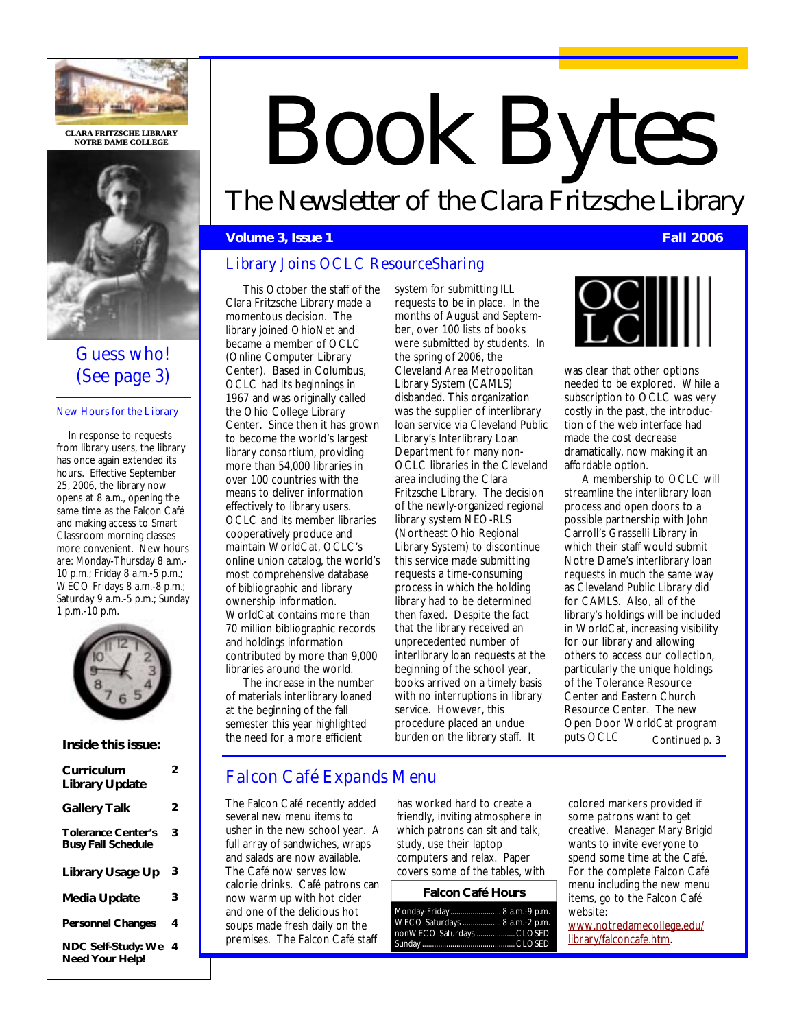CLARA FRITZSCHE LIBRARY
NOTRE DAME COLLEGE

# Book Bytes

## The Newsletter of the Clara Fritzsche Library

**Volume 3, Issue 1** **Fall 2006**

Guess who! (See page 3)

### New Hours for the Library

In response to requests from library users, the library has once again extended its hours. Effective September 25, 2006, the library now opens at 8 a.m., opening the same time as the Falcon Café and making access to Smart Classroom morning classes more convenient. New hours are: Monday-Thursday 8 a.m.-10 p.m.; Friday 8 a.m.-5 p.m.; WECO Fridays 8 a.m.-8 p.m.; Saturday 9 a.m.-5 p.m.; Sunday 1 p.m.-10 p.m.

**Inside this issue:**

| | |
|---|---|
| **Curriculum Library Update** | **2** |
| **Gallery Talk** | **2** |
| **Tolerance Center's Busy Fall Schedule** | **3** |
| **Library Usage Up** | **3** |
| **Media Update** | **3** |
| **Personnel Changes** | **4** |
| **NDC Self-Study: We Need Your Help!** | **4** |

## Library Joins OCLC ResourceSharing

This October the staff of the Clara Fritzsche Library made a momentous decision. The library joined OhioNet and became a member of OCLC (Online Computer Library Center). Based in Columbus, OCLC had its beginnings in 1967 and was originally called the Ohio College Library Center. Since then it has grown to become the world's largest library consortium, providing more than 54,000 libraries in over 100 countries with the means to deliver information effectively to library users. OCLC and its member libraries cooperatively produce and maintain WorldCat, OCLC's online union catalog, the world's most comprehensive database of bibliographic and library ownership information. WorldCat contains more than 70 million bibliographic records and holdings information contributed by more than 9,000 libraries around the world.

The increase in the number of materials interlibrary loaned at the beginning of the fall semester this year highlighted the need for a more efficient system for submitting ILL requests to be in place. In the months of August and September, over 100 lists of books were submitted by students. In the spring of 2006, the Cleveland Area Metropolitan Library System (CAMLS) disbanded. This organization was the supplier of interlibrary loan service via Cleveland Public Library's Interlibrary Loan Department for many non-OCLC libraries in the Cleveland area including the Clara Fritzsche Library. The decision of the newly-organized regional library system NEO-RLS (Northeast Ohio Regional Library System) to discontinue this service made submitting requests a time-consuming process in which the holding library had to be determined then faxed. Despite the fact that the library received an unprecedented number of interlibrary loan requests at the beginning of the school year, books arrived on a timely basis with no interruptions in library service. However, this procedure placed an undue burden on the library staff. It was clear that other options needed to be explored. While a subscription to OCLC was very costly in the past, the introduction of the web interface had made the cost decrease dramatically, now making it an affordable option.

A membership to OCLC will streamline the interlibrary loan process and open doors to a possible partnership with John Carroll's Grasselli Library in which their staff would submit Notre Dame's interlibrary loan requests in much the same way as Cleveland Public Library did for CAMLS. Also, all of the library's holdings will be included in WorldCat, increasing visibility for our library and allowing others to access our collection, particularly the unique holdings of the Tolerance Resource Center and Eastern Church Resource Center. The new Open Door WorldCat program puts OCLC

Continued p. 3

## Falcon Café Expands Menu

The Falcon Café recently added several new menu items to usher in the new school year. A full array of sandwiches, wraps and salads are now available. The Café now serves low calorie drinks. Café patrons can now warm up with hot cider and one of the delicious hot soups made fresh daily on the premises. The Falcon Café staff has worked hard to create a friendly, inviting atmosphere in which patrons can sit and talk, study, use their laptop computers and relax. Paper covers some of the tables, with colored markers provided if some patrons want to get creative. Manager Mary Brigid wants to invite everyone to spend some time at the Café. For the complete Falcon Café menu including the new menu items, go to the Falcon Café website: www.notredamecollege.edu/library/falconcafe.htm.

| Falcon Café Hours | |
|---|---|
| Monday-Friday | 8 a.m.-9 p.m. |
| WECO Saturdays | 8 a.m.-2 p.m. |
| nonWECO Saturdays | CLOSED |
| Sunday | CLOSED |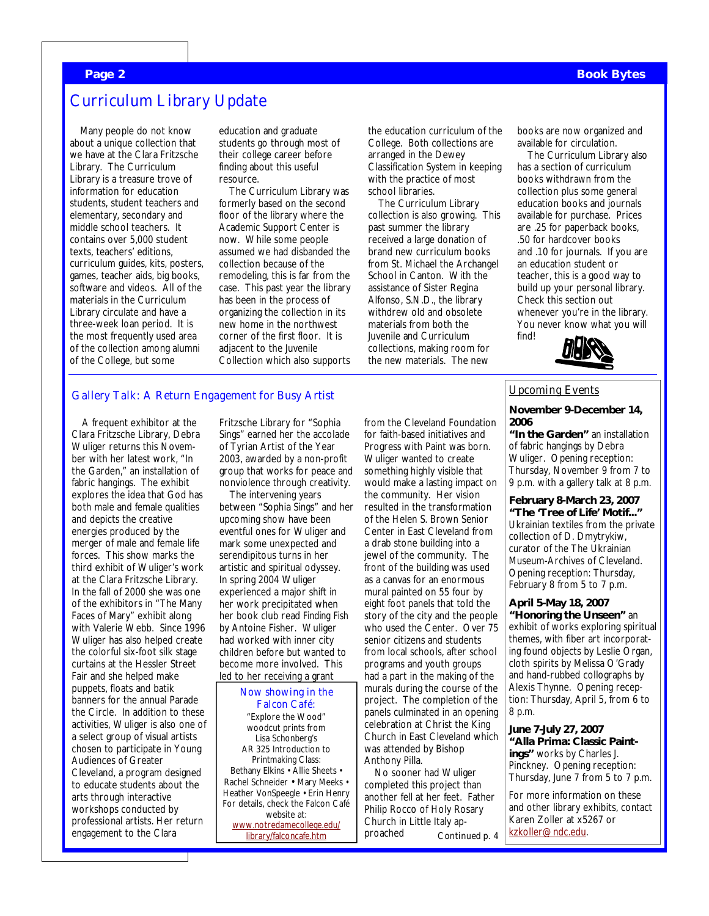# Curriculum Library Update

Many people do not know about a unique collection that we have at the Clara Fritzsche Library. The Curriculum Library is a treasure trove of information for education students, student teachers and elementary, secondary and middle school teachers. It contains over 5,000 student texts, teachers' editions, curriculum guides, kits, posters, games, teacher aids, big books, software and videos. All of the materials in the Curriculum Library circulate and have a three-week loan period. It is the most frequently used area of the collection among alumni of the College, but some education and graduate students go through most of their college career before finding about this useful resource.

The Curriculum Library was formerly based on the second floor of the library where the Academic Support Center is now. While some people assumed we had disbanded the collection because of the remodeling, this is far from the case. This past year the library has been in the process of organizing the collection in its new home in the northwest corner of the first floor. It is adjacent to the Juvenile Collection which also supports the education curriculum of the College. Both collections are arranged in the Dewey Classification System in keeping with the practice of most school libraries.

The Curriculum Library collection is also growing. This past summer the library received a large donation of brand new curriculum books from St. Michael the Archangel School in Canton. With the assistance of Sister Regina Alfonso, S.N.D., the library withdrew old and obsolete materials from both the Juvenile and Curriculum collections, making room for the new materials. The new books are now organized and available for circulation.

The Curriculum Library also has a section of curriculum books withdrawn from the collection plus some general education books and journals available for purchase. Prices are .25 for paperback books, .50 for hardcover books and .10 for journals. If you are an education student or teacher, this is a good way to build up your personal library. Check this section out whenever you're in the library. You never know what you will find!

## Gallery Talk: A Return Engagement for Busy Artist

A frequent exhibitor at the Clara Fritzsche Library, Debra Wuliger returns this November with her latest work, "In the Garden," an installation of fabric hangings. The exhibit explores the idea that God has both male and female qualities and depicts the creative energies produced by the merger of male and female life forces. This show marks the third exhibit of Wuliger's work at the Clara Fritzsche Library. In the fall of 2000 she was one of the exhibitors in "The Many Faces of Mary" exhibit along with Valerie Webb. Since 1996 Wuliger has also helped create the colorful six-foot silk stage curtains at the Hessler Street Fair and she helped make puppets, floats and batik banners for the annual Parade the Circle. In addition to these activities, Wuliger is also one of a select group of visual artists chosen to participate in Young Audiences of Greater Cleveland, a program designed to educate students about the arts through interactive workshops conducted by professional artists. Her return engagement to the Clara Fritzsche Library for "Sophia Sings" earned her the accolade of Tyrian Artist of the Year 2003, awarded by a non-profit group that works for peace and nonviolence through creativity.

The intervening years between "Sophia Sings" and her upcoming show have been eventful ones for Wuliger and mark some unexpected and serendipitous turns in her artistic and spiritual odyssey. In spring 2004 Wuliger experienced a major shift in her work precipitated when her book club read *Finding Fish* by Antoine Fisher. Wuliger had worked with inner city children before but wanted to become more involved. This led to her receiving a grant from the Cleveland Foundation for faith-based initiatives and Progress with Paint was born. Wuliger wanted to create something highly visible that would make a lasting impact on the community. Her vision resulted in the transformation of the Helen S. Brown Senior Center in East Cleveland from a drab stone building into a jewel of the community. The front of the building was used as a canvas for an enormous mural painted on 55 four by eight foot panels that told the story of the city and the people who used the Center. Over 75 senior citizens and students from local schools, after school programs and youth groups had a part in the making of the murals during the course of the project. The completion of the panels culminated in an opening celebration at Christ the King Church in East Cleveland which was attended by Bishop Anthony Pilla.

No sooner had Wuliger completed this project than another fell at her feet. Father Philip Rocco of Holy Rosary Church in Little Italy approached

Continued p. 4

### Now showing in the Falcon Café:

"Explore the Wood"
woodcut prints from
Lisa Schonberg's
AR 325 Introduction to
Printmaking Class:
Bethany Elkins • Allie Sheets • Rachel Schneider • Mary Meeks • Heather VonSpeegle • Erin Henry
For details, check the Falcon Café website at:
www.notredamecollege.edu/library/falconcafe.htm

## Upcoming Events

**November 9-December 14, 2006**
**"In the Garden"** an installation of fabric hangings by Debra Wuliger. Opening reception: Thursday, November 9 from 7 to 9 p.m. with a gallery talk at 8 p.m.

**February 8-March 23, 2007**
**"The 'Tree of Life' Motif..."** Ukrainian textiles from the private collection of D. Dmytrykiw, curator of the The Ukrainian Museum-Archives of Cleveland. Opening reception: Thursday, February 8 from 5 to 7 p.m.

**April 5-May 18, 2007**
**"Honoring the Unseen"** an exhibit of works exploring spiritual themes, with fiber art incorporating found objects by Leslie Organ, cloth spirits by Melissa O'Grady and hand-rubbed collographs by Alexis Thynne. Opening reception: Thursday, April 5, from 6 to 8 p.m.

**June 7-July 27, 2007**
**"Alla Prima: Classic Paintings"** works by Charles J. Pinckney. Opening reception: Thursday, June 7 from 5 to 7 p.m.

For more information on these and other library exhibits, contact Karen Zoller at x5267 or kzkoller@ndc.edu.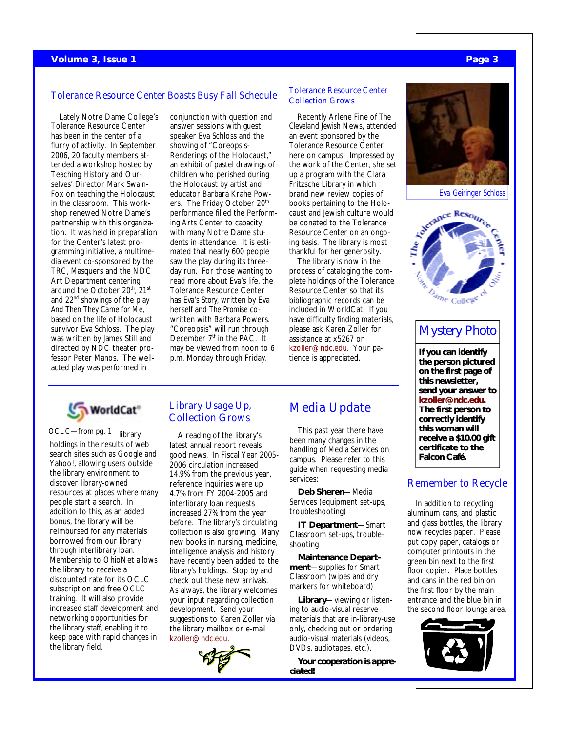## Tolerance Resource Center Boasts Busy Fall Schedule

Lately Notre Dame College's Tolerance Resource Center has been in the center of a flurry of activity. In September 2006, 20 faculty members attended a workshop hosted by Teaching History and Ourselves' Director Mark Swain-Fox on teaching the Holocaust in the classroom. This workshop renewed Notre Dame's partnership with this organization. It was held in preparation for the Center's latest programming initiative, a multimedia event co-sponsored by the TRC, Masquers and the NDC Art Department centering around the October 20th, 21st and 22nd showings of the play *And Then They Came for Me*, based on the life of Holocaust survivor Eva Schloss. The play was written by James Still and directed by NDC theater professor Peter Manos. The well-acted play was performed in conjunction with question and answer sessions with guest speaker Eva Schloss and the showing of "Coreopsis-Renderings of the Holocaust," an exhibit of pastel drawings of children who perished during the Holocaust by artist and educator Barbara Krahe Powers. The Friday October 20th performance filled the Performing Arts Center to capacity, with many Notre Dame students in attendance. It is estimated that nearly 600 people saw the play during its three-day run. For those wanting to read more about Eva's life, the Tolerance Resource Center has *Eva's Story*, written by Eva herself and *The Promise* co-written with Barbara Powers. "Coreopsis" will run through December 7th in the PAC. It may be viewed from noon to 6 p.m. Monday through Friday.

## Tolerance Resource Center Collection Grows

Recently Arlene Fine of The Cleveland Jewish News, attended an event sponsored by the Tolerance Resource Center here on campus. Impressed by the work of the Center, she set up a program with the Clara Fritzsche Library in which brand new review copies of books pertaining to the Holocaust and Jewish culture would be donated to the Tolerance Resource Center on an ongoing basis. The library is most thankful for her generosity.

The library is now in the process of cataloging the complete holdings of the Tolerance Resource Center so that its bibliographic records can be included in WorldCat. If you have difficulty finding materials, please ask Karen Zoller for assistance at x5267 or kzoller@ndc.edu. Your patience is appreciated.

Eva Geiringer Schloss

## Mystery Photo

**If you can identify the person pictured on the first page of this newsletter, send your answer to kzoller@ndc.edu. The first person to correctly identify this woman will receive a $10.00 gift certificate to the Falcon Café.**

WorldCat®

OCLC—from pg. 1 library holdings in the results of web search sites such as Google and Yahoo!, allowing users outside the library environment to discover library-owned resources at places where many people start a search. In addition to this, as an added bonus, the library will be reimbursed for any materials borrowed from our library through interlibrary loan. Membership to OhioNet allows the library to receive a discounted rate for its OCLC subscription and free OCLC training. It will also provide increased staff development and networking opportunities for the library staff, enabling it to keep pace with rapid changes in the library field.

## Library Usage Up, Collection Grows

A reading of the library's latest annual report reveals good news. In Fiscal Year 2005-2006 circulation increased 14.9% from the previous year, reference inquiries were up 4.7% from FY 2004-2005 and interlibrary loan requests increased 27% from the year before. The library's circulating collection is also growing. Many new books in nursing, medicine, intelligence analysis and history have recently been added to the library's holdings. Stop by and check out these new arrivals. As always, the library welcomes your input regarding collection development. Send your suggestions to Karen Zoller via the library mailbox or e-mail kzoller@ndc.edu.

## Media Update

This past year there have been many changes in the handling of Media Services on campus. Please refer to this guide when requesting media services:

**Deb Sheren**— Media Services (equipment set-ups, troubleshooting)

**IT Department**— Smart Classroom set-ups, troubleshooting

**Maintenance Department**— supplies for Smart Classroom (wipes and dry markers for whiteboard)

**Library**— viewing or listening to audio-visual reserve materials that are in-library-use only, checking out or ordering audio-visual materials (videos, DVDs, audiotapes, etc.).

**Your cooperation is appreciated!**

## Remember to Recycle

In addition to recycling aluminum cans, and plastic and glass bottles, the library now recycles paper. Please put copy paper, catalogs or computer printouts in the green bin next to the first floor copier. Place bottles and cans in the red bin on the first floor by the main entrance and the blue bin in the second floor lounge area.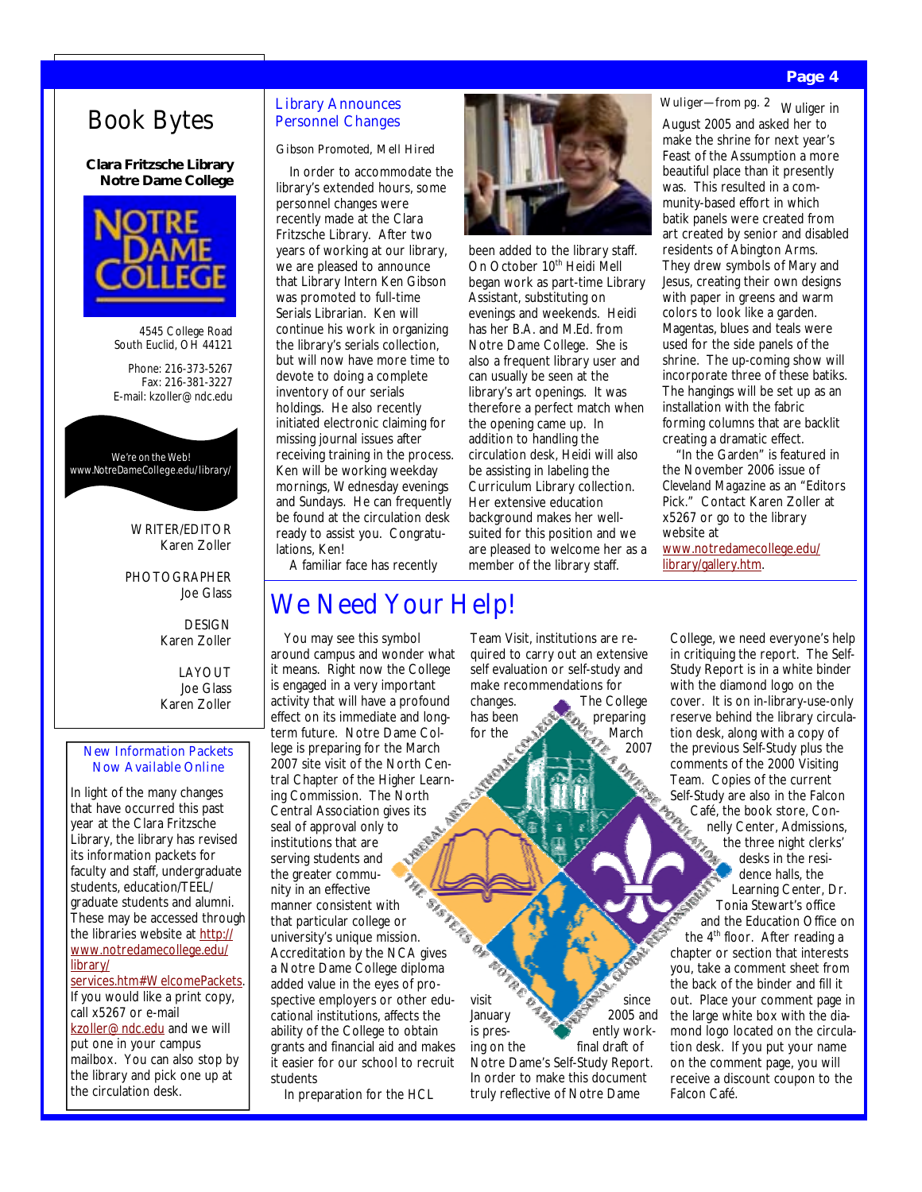# Book Bytes

**Clara Fritzsche Library**
**Notre Dame College**

4545 College Road
South Euclid, OH 44121

Phone: 216-373-5267
Fax: 216-381-3227
E-mail: kzoller@ndc.edu

We're on the Web!
www.NotreDameCollege.edu/library/

WRITER/EDITOR
Karen Zoller

PHOTOGRAPHER
Joe Glass

DESIGN
Karen Zoller

LAYOUT
Joe Glass
Karen Zoller

## New Information Packets Now Available Online

In light of the many changes that have occurred this past year at the Clara Fritzsche Library, the library has revised its information packets for faculty and staff, undergraduate students, education/TEEL/graduate students and alumni. These may be accessed through the libraries website at http://www.notredamecollege.edu/library/services.htm#WelcomePackets. If you would like a print copy, call x5267 or e-mail kzoller@ndc.edu and we will put one in your campus mailbox. You can also stop by the library and pick one up at the circulation desk.

## Library Announces Personnel Changes

Gibson Promoted, Mell Hired

In order to accommodate the library's extended hours, some personnel changes were recently made at the Clara Fritzsche Library. After two years of working at our library, we are pleased to announce that Library Intern Ken Gibson was promoted to full-time Serials Librarian. Ken will continue his work in organizing the library's serials collection, but will now have more time to devote to doing a complete inventory of our serials holdings. He also recently initiated electronic claiming for missing journal issues after receiving training in the process. Ken will be working weekday mornings, Wednesday evenings and Sundays. He can frequently be found at the circulation desk ready to assist you. Congratulations, Ken!

A familiar face has recently been added to the library staff. On October 10th Heidi Mell began work as part-time Library Assistant, substituting on evenings and weekends. Heidi has her B.A. and M.Ed. from Notre Dame College. She is also a frequent library user and can usually be seen at the library's art openings. It was therefore a perfect match when the opening came up. In addition to handling the circulation desk, Heidi will also be assisting in labeling the Curriculum Library collection. Her extensive education background makes her well-suited for this position and we are pleased to welcome her as a member of the library staff.

Wuliger—from pg. 2

Wuliger in August 2005 and asked her to make the shrine for next year's Feast of the Assumption a more beautiful place than it presently was. This resulted in a community-based effort in which batik panels were created from art created by senior and disabled residents of Abington Arms. They drew symbols of Mary and Jesus, creating their own designs with paper in greens and warm colors to look like a garden. Magentas, blues and teals were used for the side panels of the shrine. The up-coming show will incorporate three of these batiks. The hangings will be set up as an installation with the fabric forming columns that are backlit creating a dramatic effect.

"In the Garden" is featured in the November 2006 issue of Cleveland Magazine as an "Editors Pick." Contact Karen Zoller at x5267 or go to the library website at www.notredamecollege.edu/library/gallery.htm.

# We Need Your Help!

You may see this symbol around campus and wonder what it means. Right now the College is engaged in a very important activity that will have a profound effect on its immediate and long-term future. Notre Dame College is preparing for the March 2007 site visit of the North Central Chapter of the Higher Learning Commission. The North Central Association gives its seal of approval only to institutions that are serving students and the greater community in an effective manner consistent with that particular college or university's unique mission. Accreditation by the NCA gives a Notre Dame College diploma added value in the eyes of prospective employers or other educational institutions, affects the ability of the College to obtain grants and financial aid and makes it easier for our school to recruit students

In preparation for the HCL Team Visit, institutions are required to carry out an extensive self evaluation or self-study and make recommendations for changes. The College has been preparing for the March 2007 visit since January 2005 and is presently working on the final draft of Notre Dame's Self-Study Report. In order to make this document truly reflective of Notre Dame College, we need everyone's help in critiquing the report. The Self-Study Report is in a white binder with the diamond logo on the cover. It is on in-library-use-only reserve behind the library circulation desk, along with a copy of the previous Self-Study plus the comments of the 2000 Visiting Team. Copies of the current Self-Study are also in the Falcon Café, the book store, Connelly Center, Admissions, the three night clerks' desks in the residence halls, the Learning Center, Dr. Tonia Stewart's office and the Education Office on the 4th floor. After reading a chapter or section that interests you, take a comment sheet from the back of the binder and fill it out. Place your comment page in the large white box with the diamond logo located on the circulation desk. If you put your name on the comment page, you will receive a discount coupon to the Falcon Café.